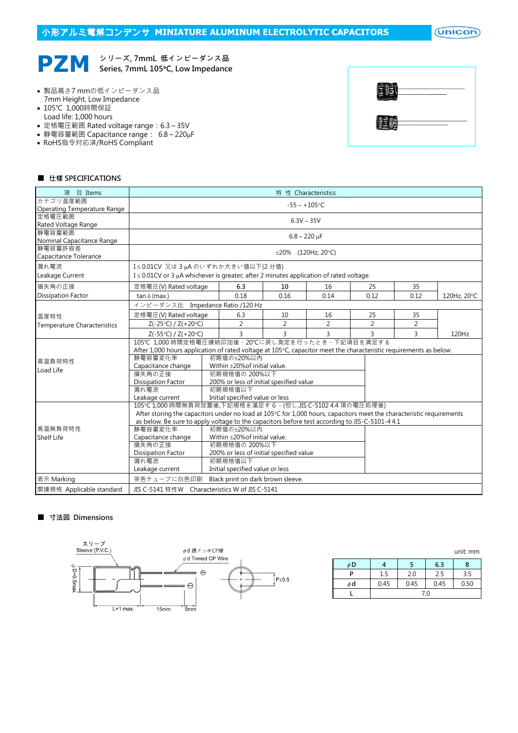# 小形アルミ電解コンデンサ MINIATURE ALUMINUM ELECTROLYTIC CAPACITORS

## PZM シリーズ, 7mmL 低インピーダンス品 Series, 7mmL 105°C, Low Impedance

- 製品高さ7 mmの低インピーダンス品
  7mm Height, Low Impedance
- 105℃ 1,000時間保証
  Load life: 1,000 hours
- 定格電圧範囲 Rated voltage range：6.3 ~ 35V
- 静電容量範囲 Capacitance range： 6.8 ~ 220μF
- RoHS指令対応済/RoHS Compliant

### ■ 仕様 SPECIFICATIONS

| 項 目 Items | 特 性 Characteristics | | | | | | |
|---|---|---|---|---|---|---|---|
| カテゴリ温度範囲 Operating Temperature Range | -55 ~ +105°C | | | | | | |
| 定格電圧範囲 Rated Voltage Range | 6.3V ~ 35V | | | | | | |
| 静電容量範囲 Nominal Capacitance Range | 6.8 ~ 220 μF | | | | | | |
| 静電容量許容差 Capacitance Tolerance | ±20% (120Hz, 20°C) | | | | | | |
| 漏れ電流 Leakage Current | I ≤ 0.01CV 又は 3 μA のいずれか大きい値以下(2 分値) I ≤ 0.01CV or 3 μA whichever is greater, after 2 minutes application of rated voltage. | | | | | | |
| 損失角の正接 Dissipation Factor | 定格電圧(V) Rated voltage | 6.3 | 10 | 16 | 25 | 35 | |
| | tan δ (max.) | 0.18 | 0.16 | 0.14 | 0.12 | 0.12 | 120Hz, 20°C |
| 温度特性 Temperature Characteristics | インピーダンス比 Impedance Ratio /120 Hz | | | | | | |
| | 定格電圧(V) Rated voltage | 6.3 | 10 | 16 | 25 | 35 | |
| | Z(-25°C) / Z(+20°C) | 2 | 2 | 2 | 2 | 2 | |
| | Z(-55°C) / Z(+20°C) | 3 | 3 | 3 | 3 | 3 | 120Hz |
| 高温負荷特性 Load Life | 105℃ 1,000 時間定格電圧連続印加後、20℃に戻し測定を行ったとき、下記項目を満足する After 1,000 hours application of rated voltage at 105°C, capacitor meet the characteristic requirements as below. | | | | | | |
| | 静電容量変化率 Capacitance change | 初期値の±20%以内 Within ±20%of initial value. | | | | | |
| | 損失角の正接 Dissipation Factor | 初期規格値の 200%以下 200% or less of initial specified value | | | | | |
| | 漏れ電流 Leakage current | 初期規格値以下 Initial specified value or less | | | | | |
| 高温無負荷特性 Shelf Life | 105°C 1,000 時間無負荷放置後,下記規格を満足する。(但し,JIS C-5102 4.4 項の電圧処理後) After storing the capacitors under no load at 105°C for 1,000 hours, capacitors meet the characteristic requirements as below. Be sure to apply voltage to the capacitors before test according to JIS-C-5101-4 4.1 | | | | | | |
| | 静電容量変化率 Capacitance change | 初期値の±20%以内 Within ±20%of initial value. | | | | | |
| | 損失角の正接 Dissipation Factor | 初期規格値の 200%以下 200% or less of initial specified value | | | | | |
| | 漏れ電流 Leakage current | 初期規格値以下 Initial specified value or less | | | | | |
| 表示 Marking | 茶色チューブに白色印刷 Black print on dark brown sleeve. | | | | | | |
| 関連規格 Applicable standard | JIS C-5141 特性W Characteristics W of JIS C-5141 | | | | | | |

### ■ 寸法図 Dimensions

スリーブ Sleeve (P.V.C.)
φd 錫メッキCP線 φd Tinned CP Wire
φD+0.5max
L+1 max. 15mm 5mm
P±0.5

unit: mm

| φD | 4 | 5 | 6.3 | 8 |
|---|---|---|---|---|
| P | 1.5 | 2.0 | 2.5 | 3.5 |
| φd | 0.45 | 0.45 | 0.45 | 0.50 |
| L | 7.0 | | | |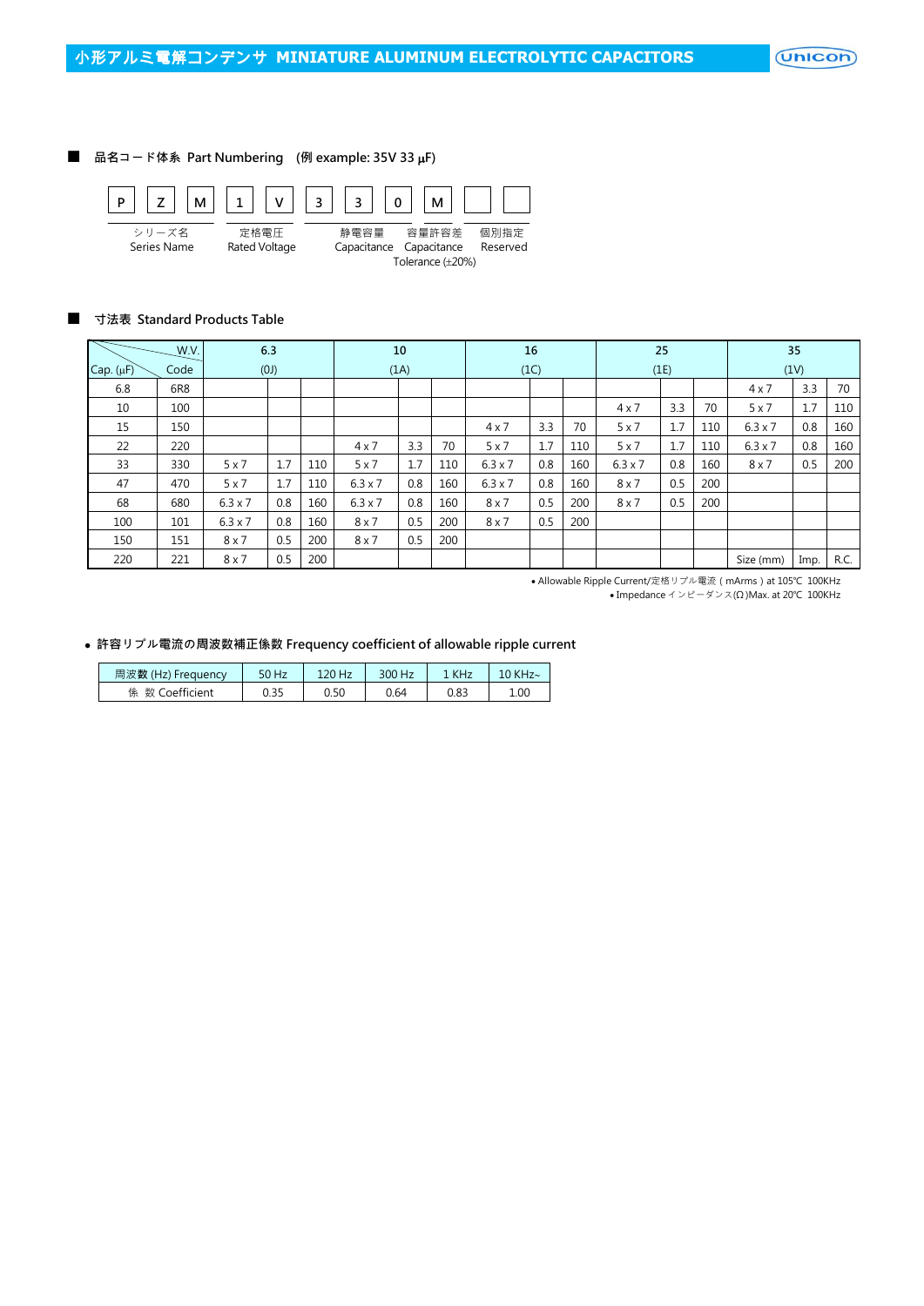# 小形アルミ電解コンデンサ MINIATURE ALUMINUM ELECTROLYTIC CAPACITORS

## ■ 品名コード体系 Part Numbering (例 example: 35V 33 μF)

| P | Z | M | 1 | V | 3 | 3 | 0 | M | | |
|---|---|---|---|---|---|---|---|---|---|---|

- P Z M: シリーズ名 Series Name
- 1 V: 定格電圧 Rated Voltage
- 3 3 0: 静電容量 Capacitance
- M: 容量許容差 Capacitance Tolerance (±20%)
- (last two boxes): 個別指定 Reserved

## ■ 寸法表 Standard Products Table

| W.V. | | 6.3 | | | 10 | | | 16 | | | 25 | | | 35 | | |
|---|---|---|---|---|---|---|---|---|---|---|---|---|---|---|---|---|
| Cap. (μF) | Code | (0J) | | | (1A) | | | (1C) | | | (1E) | | | (1V) | | |
| 6.8 | 6R8 | | | | | | | | | | | | | 4 x 7 | 3.3 | 70 |
| 10 | 100 | | | | | | | | | | 4 x 7 | 3.3 | 70 | 5 x 7 | 1.7 | 110 |
| 15 | 150 | | | | | | | 4 x 7 | 3.3 | 70 | 5 x 7 | 1.7 | 110 | 6.3 x 7 | 0.8 | 160 |
| 22 | 220 | | | | 4 x 7 | 3.3 | 70 | 5 x 7 | 1.7 | 110 | 5 x 7 | 1.7 | 110 | 6.3 x 7 | 0.8 | 160 |
| 33 | 330 | 5 x 7 | 1.7 | 110 | 5 x 7 | 1.7 | 110 | 6.3 x 7 | 0.8 | 160 | 6.3 x 7 | 0.8 | 160 | 8 x 7 | 0.5 | 200 |
| 47 | 470 | 5 x 7 | 1.7 | 110 | 6.3 x 7 | 0.8 | 160 | 6.3 x 7 | 0.8 | 160 | 8 x 7 | 0.5 | 200 | | | |
| 68 | 680 | 6.3 x 7 | 0.8 | 160 | 6.3 x 7 | 0.8 | 160 | 8 x 7 | 0.5 | 200 | 8 x 7 | 0.5 | 200 | | | |
| 100 | 101 | 6.3 x 7 | 0.8 | 160 | 8 x 7 | 0.5 | 200 | 8 x 7 | 0.5 | 200 | | | | | | |
| 150 | 151 | 8 x 7 | 0.5 | 200 | 8 x 7 | 0.5 | 200 | | | | | | | | | |
| 220 | 221 | 8 x 7 | 0.5 | 200 | | | | | | | | | | Size (mm) | Imp. | R.C. |

- Allowable Ripple Current/定格リプル電流 ( mArms ) at 105℃ 100KHz
- Impedance インピーダンス(Ω)Max. at 20℃ 100KHz

## • 許容リプル電流の周波数補正係数 Frequency coefficient of allowable ripple current

| 周波数 (Hz) Frequency | 50 Hz | 120 Hz | 300 Hz | 1 KHz | 10 KHz~ |
|---|---|---|---|---|---|
| 係 数 Coefficient | 0.35 | 0.50 | 0.64 | 0.83 | 1.00 |